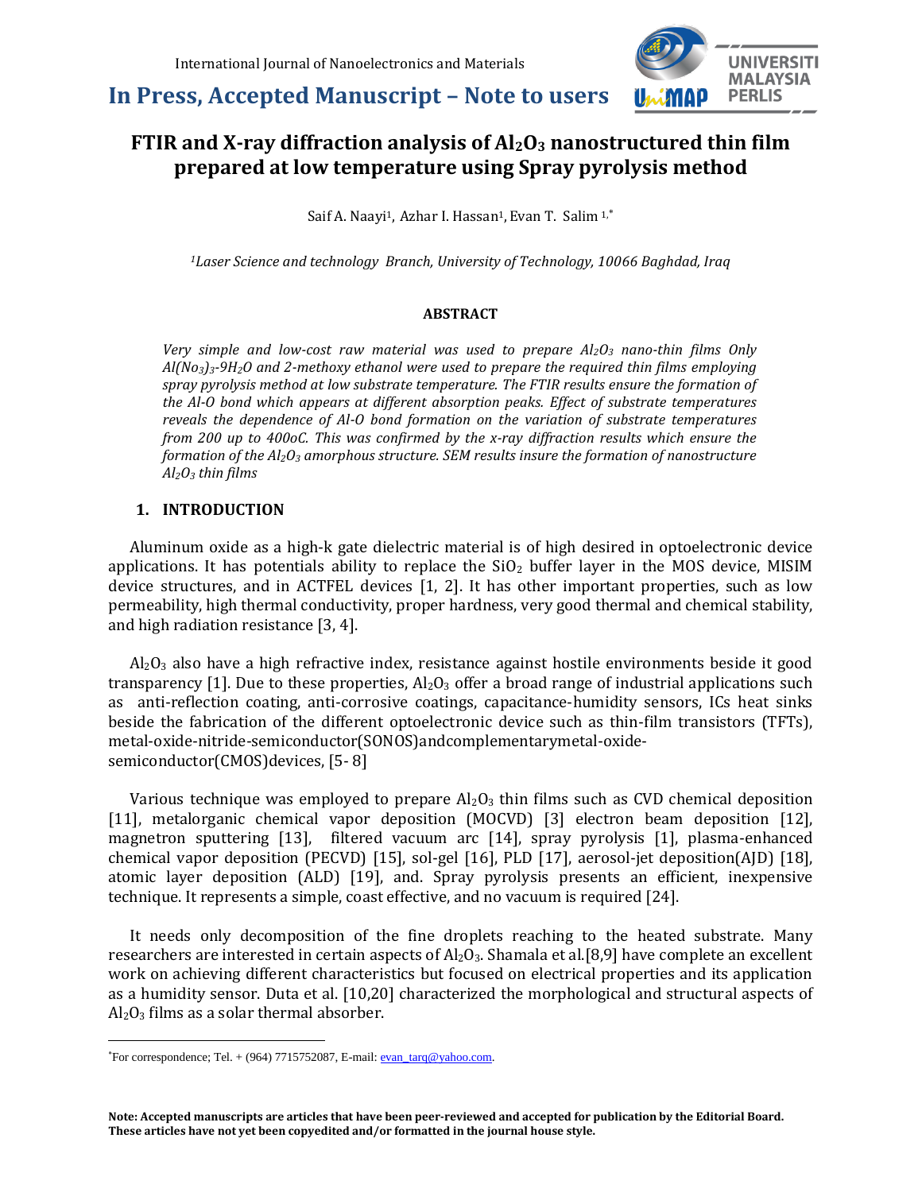# FTIR and X-ray diffraction analysis of $Al_2O_3$ nanostructured thin film prepared at low temperature using Spray pyrolysis method

Saif A. Naayi[1], Azhar I. Hassan[1], Evan T. Salim [1,*]

*[1]Laser Science and technology Branch, University of Technology, 10066 Baghdad, Iraq*

#### ABSTRACT

*Very simple and low-cost raw material was used to prepare $Al_2O_3$ nano-thin films Only $Al(No_3)_3$-$9H_2O$ and 2-methoxy ethanol were used to prepare the required thin films employing spray pyrolysis method at low substrate temperature. The FTIR results ensure the formation of the Al-O bond which appears at different absorption peaks. Effect of substrate temperatures reveals the dependence of Al-O bond formation on the variation of substrate temperatures from 200 up to 400oC. This was confirmed by the x-ray diffraction results which ensure the formation of the $Al_2O_3$ amorphous structure. SEM results insure the formation of nanostructure $Al_2O_3$ thin films*

## 1. INTRODUCTION

Aluminum oxide as a high-k gate dielectric material is of high desired in optoelectronic device applications. It has potentials ability to replace the $SiO_2$ buffer layer in the MOS device, MISIM device structures, and in ACTFEL devices [1, 2]. It has other important properties, such as low permeability, high thermal conductivity, proper hardness, very good thermal and chemical stability, and high radiation resistance [3, 4].

$Al_2O_3$ also have a high refractive index, resistance against hostile environments beside it good transparency [1]. Due to these properties, $Al_2O_3$ offer a broad range of industrial applications such as anti-reflection coating, anti-corrosive coatings, capacitance-humidity sensors, ICs heat sinks beside the fabrication of the different optoelectronic device such as thin-film transistors (TFTs), metal-oxide-nitride-semiconductor(SONOS)andcomplementarymetal-oxide-semiconductor(CMOS)devices, [5- 8]

Various technique was employed to prepare $Al_2O_3$ thin films such as CVD chemical deposition [11], metalorganic chemical vapor deposition (MOCVD) [3] electron beam deposition [12], magnetron sputtering [13], filtered vacuum arc [14], spray pyrolysis [1], plasma-enhanced chemical vapor deposition (PECVD) [15], sol-gel [16], PLD [17], aerosol-jet deposition(AJD) [18], atomic layer deposition (ALD) [19], and. Spray pyrolysis presents an efficient, inexpensive technique. It represents a simple, coast effective, and no vacuum is required [24].

It needs only decomposition of the fine droplets reaching to the heated substrate. Many researchers are interested in certain aspects of $Al_2O_3$. Shamala et al.[8,9] have complete an excellent work on achieving different characteristics but focused on electrical properties and its application as a humidity sensor. Duta et al. [10,20] characterized the morphological and structural aspects of $Al_2O_3$ films as a solar thermal absorber.

*For correspondence; Tel. + (964) 7715752087, E-mail: evan_tarq@yahoo.com.

**Note: Accepted manuscripts are articles that have been peer-reviewed and accepted for publication by the Editorial Board. These articles have not yet been copyedited and/or formatted in the journal house style.**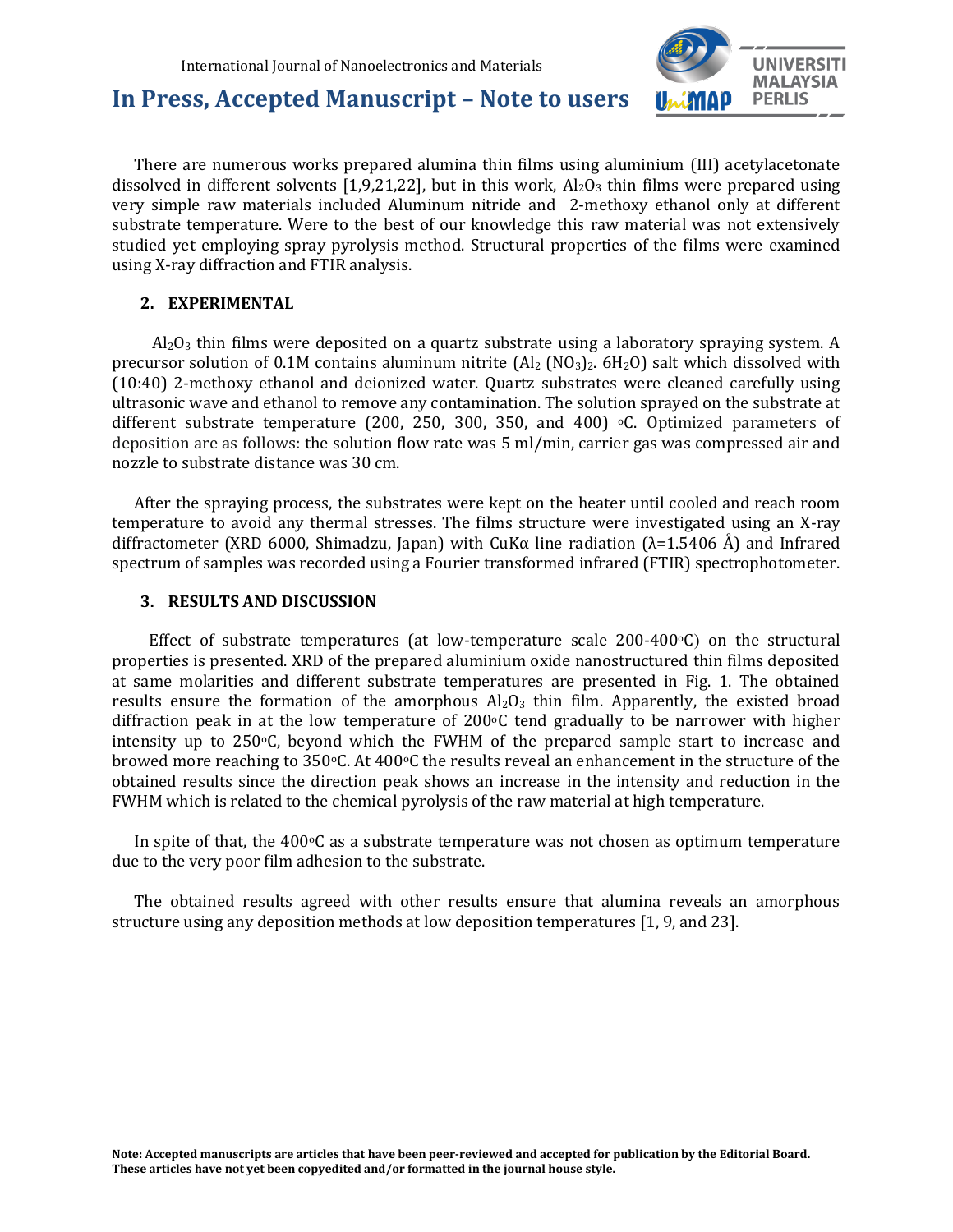There are numerous works prepared alumina thin films using aluminium (III) acetylacetonate dissolved in different solvents [1,9,21,22], but in this work, $Al_2O_3$ thin films were prepared using very simple raw materials included Aluminum nitride and 2-methoxy ethanol only at different substrate temperature. Were to the best of our knowledge this raw material was not extensively studied yet employing spray pyrolysis method. Structural properties of the films were examined using X-ray diffraction and FTIR analysis.

## 2. EXPERIMENTAL

$Al_2O_3$ thin films were deposited on a quartz substrate using a laboratory spraying system. A precursor solution of 0.1M contains aluminum nitrite ($Al_2(NO_3)_2 . 6H_2O$) salt which dissolved with (10:40) 2-methoxy ethanol and deionized water. Quartz substrates were cleaned carefully using ultrasonic wave and ethanol to remove any contamination. The solution sprayed on the substrate at different substrate temperature (200, 250, 300, 350, and 400) °C. Optimized parameters of deposition are as follows: the solution flow rate was 5 ml/min, carrier gas was compressed air and nozzle to substrate distance was 30 cm.

After the spraying process, the substrates were kept on the heater until cooled and reach room temperature to avoid any thermal stresses. The films structure were investigated using an X-ray diffractometer (XRD 6000, Shimadzu, Japan) with CuKα line radiation (λ=1.5406 Å) and Infrared spectrum of samples was recorded using a Fourier transformed infrared (FTIR) spectrophotometer.

## 3. RESULTS AND DISCUSSION

Effect of substrate temperatures (at low-temperature scale 200-400°C) on the structural properties is presented. XRD of the prepared aluminium oxide nanostructured thin films deposited at same molarities and different substrate temperatures are presented in Fig. 1. The obtained results ensure the formation of the amorphous $Al_2O_3$ thin film. Apparently, the existed broad diffraction peak in at the low temperature of 200°C tend gradually to be narrower with higher intensity up to 250°C, beyond which the FWHM of the prepared sample start to increase and browed more reaching to 350°C. At 400°C the results reveal an enhancement in the structure of the obtained results since the direction peak shows an increase in the intensity and reduction in the FWHM which is related to the chemical pyrolysis of the raw material at high temperature.

In spite of that, the 400°C as a substrate temperature was not chosen as optimum temperature due to the very poor film adhesion to the substrate.

The obtained results agreed with other results ensure that alumina reveals an amorphous structure using any deposition methods at low deposition temperatures [1, 9, and 23].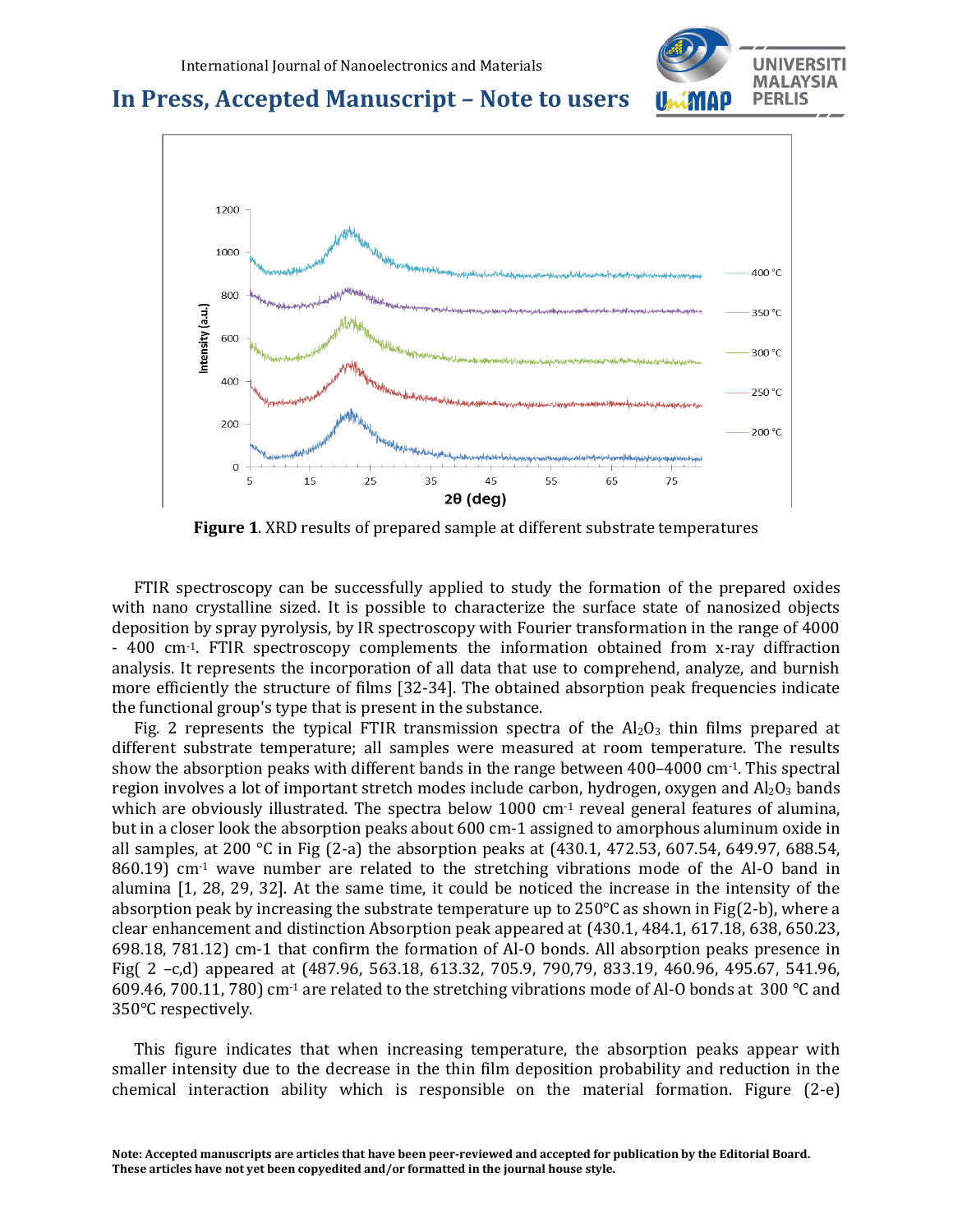**Figure 1**. XRD results of prepared sample at different substrate temperatures

FTIR spectroscopy can be successfully applied to study the formation of the prepared oxides with nano crystalline sized. It is possible to characterize the surface state of nanosized objects deposition by spray pyrolysis, by IR spectroscopy with Fourier transformation in the range of 4000 - 400 cm$^{-1}$. FTIR spectroscopy complements the information obtained from x-ray diffraction analysis. It represents the incorporation of all data that use to comprehend, analyze, and burnish more efficiently the structure of films [32-34]. The obtained absorption peak frequencies indicate the functional group's type that is present in the substance.

Fig. 2 represents the typical FTIR transmission spectra of the $Al_2O_3$ thin films prepared at different substrate temperature; all samples were measured at room temperature. The results show the absorption peaks with different bands in the range between 400–4000 cm$^{-1}$. This spectral region involves a lot of important stretch modes include carbon, hydrogen, oxygen and $Al_2O_3$ bands which are obviously illustrated. The spectra below 1000 cm$^{-1}$ reveal general features of alumina, but in a closer look the absorption peaks about 600 cm-1 assigned to amorphous aluminum oxide in all samples, at 200 °C in Fig (2-a) the absorption peaks at (430.1, 472.53, 607.54, 649.97, 688.54, 860.19) cm$^{-1}$ wave number are related to the stretching vibrations mode of the Al-O band in alumina [1, 28, 29, 32]. At the same time, it could be noticed the increase in the intensity of the absorption peak by increasing the substrate temperature up to 250°C as shown in Fig(2-b), where a clear enhancement and distinction Absorption peak appeared at (430.1, 484.1, 617.18, 638, 650.23, 698.18, 781.12) cm-1 that confirm the formation of Al-O bonds. All absorption peaks presence in Fig( 2 –c,d) appeared at (487.96, 563.18, 613.32, 705.9, 790,79, 833.19, 460.96, 495.67, 541.96, 609.46, 700.11, 780) cm$^{-1}$ are related to the stretching vibrations mode of Al-O bonds at 300 °C and 350°C respectively.

This figure indicates that when increasing temperature, the absorption peaks appear with smaller intensity due to the decrease in the thin film deposition probability and reduction in the chemical interaction ability which is responsible on the material formation. Figure (2-e)

**Note: Accepted manuscripts are articles that have been peer-reviewed and accepted for publication by the Editorial Board. These articles have not yet been copyedited and/or formatted in the journal house style.**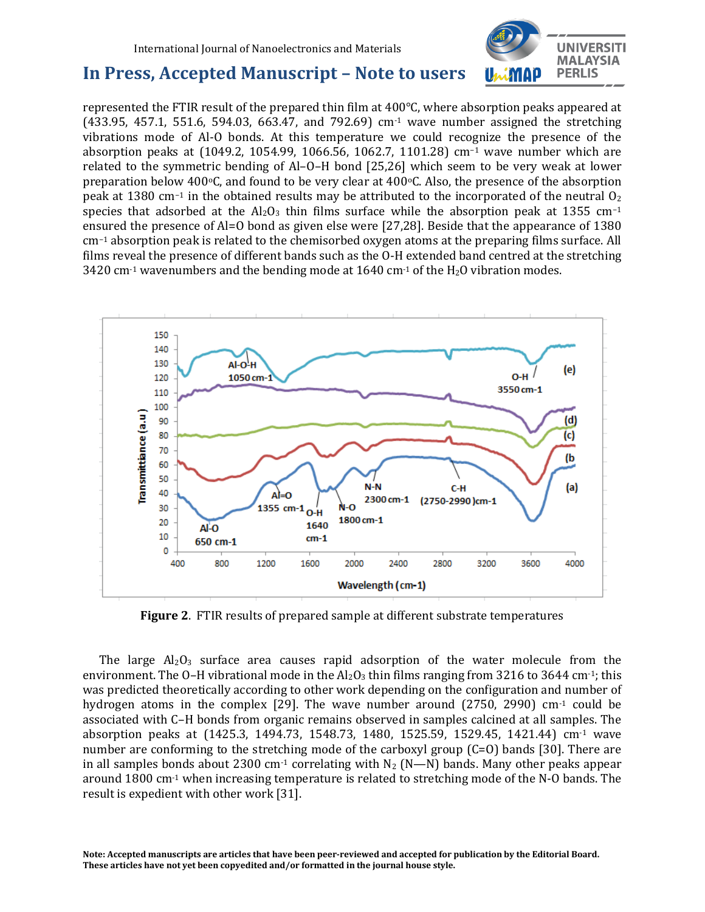represented the FTIR result of the prepared thin film at 400°C, where absorption peaks appeared at (433.95, 457.1, 551.6, 594.03, 663.47, and 792.69) $cm^{-1}$ wave number assigned the stretching vibrations mode of Al-O bonds. At this temperature we could recognize the presence of the absorption peaks at (1049.2, 1054.99, 1066.56, 1062.7, 1101.28) $cm^{-1}$ wave number which are related to the symmetric bending of Al–O–H bond [25,26] which seem to be very weak at lower preparation below 400°C, and found to be very clear at 400°C. Also, the presence of the absorption peak at 1380 $cm^{-1}$ in the obtained results may be attributed to the incorporated of the neutral $O_2$ species that adsorbed at the $Al_2O_3$ thin films surface while the absorption peak at 1355 $cm^{-1}$ ensured the presence of Al=O bond as given else were [27,28]. Beside that the appearance of 1380 $cm^{-1}$ absorption peak is related to the chemisorbed oxygen atoms at the preparing films surface. All films reveal the presence of different bands such as the O-H extended band centred at the stretching 3420 $cm^{-1}$ wavenumbers and the bending mode at 1640 $cm^{-1}$ of the $H_2O$ vibration modes.

**Figure 2**. FTIR results of prepared sample at different substrate temperatures

The large $Al_2O_3$ surface area causes rapid adsorption of the water molecule from the environment. The O–H vibrational mode in the $Al_2O_3$ thin films ranging from 3216 to 3644 $cm^{-1}$; this was predicted theoretically according to other work depending on the configuration and number of hydrogen atoms in the complex [29]. The wave number around (2750, 2990) $cm^{-1}$ could be associated with C–H bonds from organic remains observed in samples calcined at all samples. The absorption peaks at (1425.3, 1494.73, 1548.73, 1480, 1525.59, 1529.45, 1421.44) $cm^{-1}$ wave number are conforming to the stretching mode of the carboxyl group (C=O) bands [30]. There are in all samples bonds about 2300 $cm^{-1}$ correlating with $N_2$ (N—N) bands. Many other peaks appear around 1800 $cm^{-1}$ when increasing temperature is related to stretching mode of the N-O bands. The result is expedient with other work [31].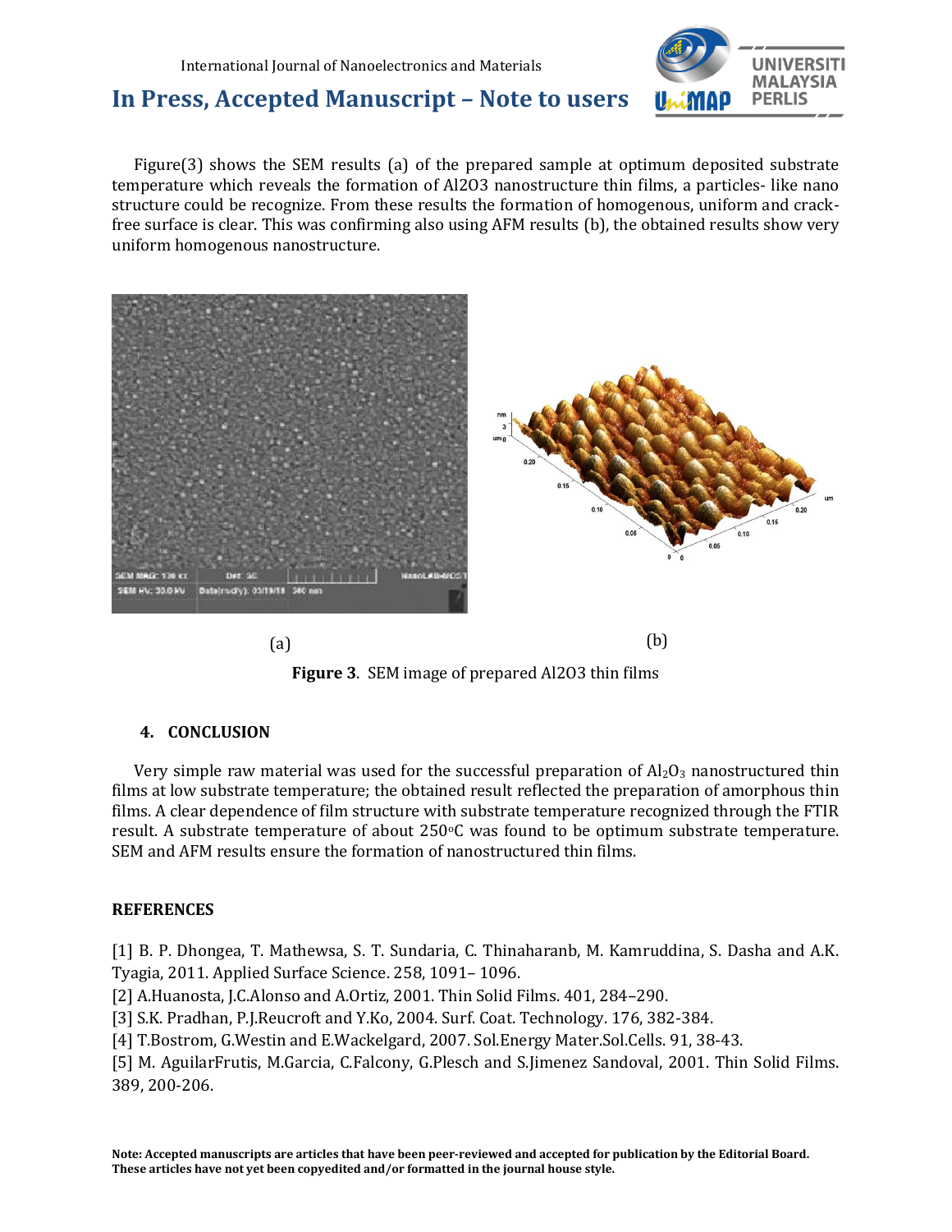Figure(3) shows the SEM results (a) of the prepared sample at optimum deposited substrate temperature which reveals the formation of Al2O3 nanostructure thin films, a particles- like nano structure could be recognize. From these results the formation of homogenous, uniform and crack-free surface is clear. This was confirming also using AFM results (b), the obtained results show very uniform homogenous nanostructure.

(a) (b)

**Figure 3**. SEM image of prepared Al2O3 thin films

## 4. CONCLUSION

Very simple raw material was used for the successful preparation of $Al_2O_3$ nanostructured thin films at low substrate temperature; the obtained result reflected the preparation of amorphous thin films. A clear dependence of film structure with substrate temperature recognized through the FTIR result. A substrate temperature of about 250°C was found to be optimum substrate temperature. SEM and AFM results ensure the formation of nanostructured thin films.

## REFERENCES

[1] B. P. Dhongea, T. Mathewsa, S. T. Sundaria, C. Thinaharanb, M. Kamruddina, S. Dasha and A.K. Tyagia, 2011. Applied Surface Science. 258, 1091– 1096.

[2] A.Huanosta, J.C.Alonso and A.Ortiz, 2001. Thin Solid Films. 401, 284–290.

[3] S.K. Pradhan, P.J.Reucroft and Y.Ko, 2004. Surf. Coat. Technology. 176, 382-384.

[4] T.Bostrom, G.Westin and E.Wackelgard, 2007. Sol.Energy Mater.Sol.Cells. 91, 38-43.

[5] M. AguilarFrutis, M.Garcia, C.Falcony, G.Plesch and S.Jimenez Sandoval, 2001. Thin Solid Films. 389, 200-206.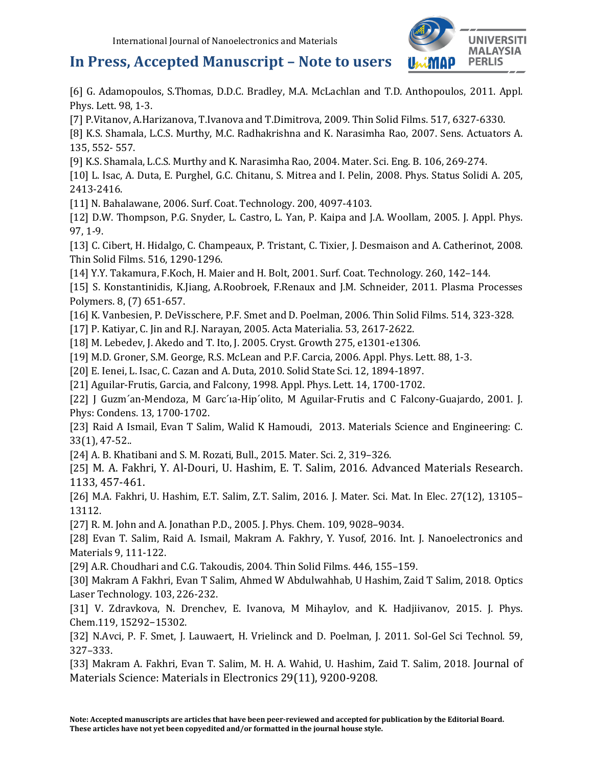[6] G. Adamopoulos, S.Thomas, D.D.C. Bradley, M.A. McLachlan and T.D. Anthopoulos, 2011. Appl. Phys. Lett. 98, 1-3.

[7] P.Vitanov, A.Harizanova, T.Ivanova and T.Dimitrova, 2009. Thin Solid Films. 517, 6327-6330.

[8] K.S. Shamala, L.C.S. Murthy, M.C. Radhakrishna and K. Narasimha Rao, 2007. Sens. Actuators A. 135, 552- 557.

[9] K.S. Shamala, L.C.S. Murthy and K. Narasimha Rao, 2004. Mater. Sci. Eng. B. 106, 269-274.

[10] L. Isac, A. Duta, E. Purghel, G.C. Chitanu, S. Mitrea and I. Pelin, 2008. Phys. Status Solidi A. 205, 2413-2416.

[11] N. Bahalawane, 2006. Surf. Coat. Technology. 200, 4097-4103.

[12] D.W. Thompson, P.G. Snyder, L. Castro, L. Yan, P. Kaipa and J.A. Woollam, 2005. J. Appl. Phys. 97, 1-9.

[13] C. Cibert, H. Hidalgo, C. Champeaux, P. Tristant, C. Tixier, J. Desmaison and A. Catherinot, 2008. Thin Solid Films. 516, 1290-1296.

[14] Y.Y. Takamura, F.Koch, H. Maier and H. Bolt, 2001. Surf. Coat. Technology. 260, 142–144.

[15] S. Konstantinidis, K.Jiang, A.Roobroek, F.Renaux and J.M. Schneider, 2011. Plasma Processes Polymers. 8, (7) 651-657.

[16] K. Vanbesien, P. DeVisschere, P.F. Smet and D. Poelman, 2006. Thin Solid Films. 514, 323-328.

[17] P. Katiyar, C. Jin and R.J. Narayan, 2005. Acta Materialia. 53, 2617-2622.

[18] M. Lebedev, J. Akedo and T. Ito, J. 2005. Cryst. Growth 275, e1301-e1306.

[19] M.D. Groner, S.M. George, R.S. McLean and P.F. Carcia, 2006. Appl. Phys. Lett. 88, 1-3.

[20] E. Ienei, L. Isac, C. Cazan and A. Duta, 2010. Solid State Sci. 12, 1894-1897.

[21] Aguilar-Frutis, Garcia, and Falcony, 1998. Appl. Phys. Lett. 14, 1700-1702.

[22] J Guzm´an-Mendoza, M Garc´ıa-Hip´olito, M Aguilar-Frutis and C Falcony-Guajardo, 2001. J. Phys: Condens. 13, 1700-1702.

[23] Raid A Ismail, Evan T Salim, Walid K Hamoudi, 2013. Materials Science and Engineering: C. 33(1), 47-52..

[24] A. B. Khatibani and S. M. Rozati, Bull., 2015. Mater. Sci. 2, 319–326.

[25] M. A. Fakhri, Y. Al-Douri, U. Hashim, E. T. Salim, 2016. Advanced Materials Research. 1133, 457-461.

[26] M.A. Fakhri, U. Hashim, E.T. Salim, Z.T. Salim, 2016. J. Mater. Sci. Mat. In Elec. 27(12), 13105–13112.

[27] R. M. John and A. Jonathan P.D., 2005. J. Phys. Chem. 109, 9028–9034.

[28] Evan T. Salim, Raid A. Ismail, Makram A. Fakhry, Y. Yusof, 2016. Int. J. Nanoelectronics and Materials 9, 111-122.

[29] A.R. Choudhari and C.G. Takoudis, 2004. Thin Solid Films. 446, 155–159.

[30] Makram A Fakhri, Evan T Salim, Ahmed W Abdulwahhab, U Hashim, Zaid T Salim, 2018. Optics Laser Technology. 103, 226-232.

[31] V. Zdravkova, N. Drenchev, E. Ivanova, M Mihaylov, and K. Hadjiivanov, 2015. J. Phys. Chem.119, 15292–15302.

[32] N.Avci, P. F. Smet, J. Lauwaert, H. Vrielinck and D. Poelman, J. 2011. Sol-Gel Sci Technol. 59, 327–333.

[33] Makram A. Fakhri, Evan T. Salim, M. H. A. Wahid, U. Hashim, Zaid T. Salim, 2018. Journal of Materials Science: Materials in Electronics 29(11), 9200-9208.

**Note: Accepted manuscripts are articles that have been peer-reviewed and accepted for publication by the Editorial Board. These articles have not yet been copyedited and/or formatted in the journal house style.**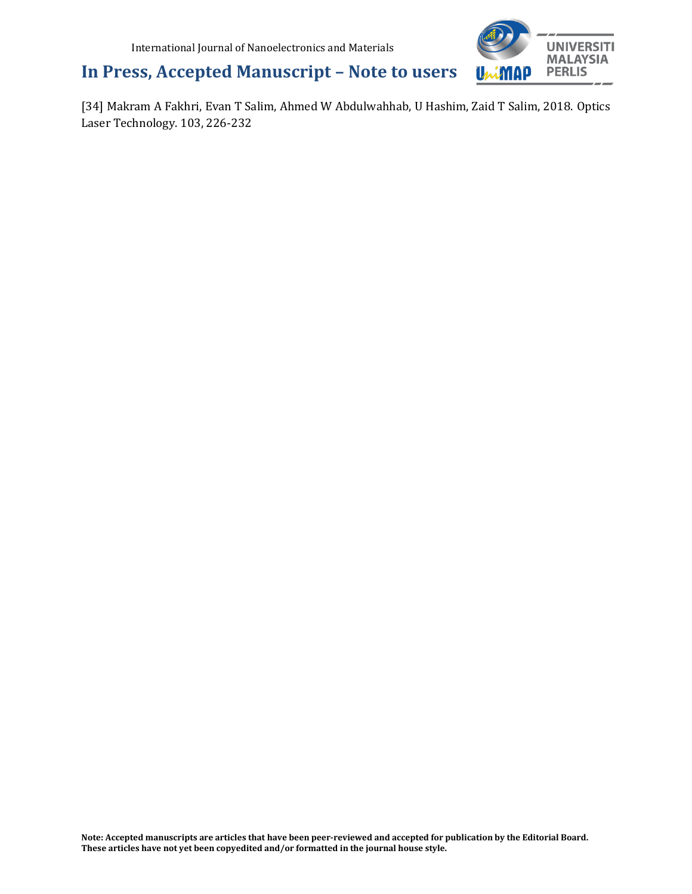[34] Makram A Fakhri, Evan T Salim, Ahmed W Abdulwahhab, U Hashim, Zaid T Salim, 2018. Optics Laser Technology. 103, 226-232